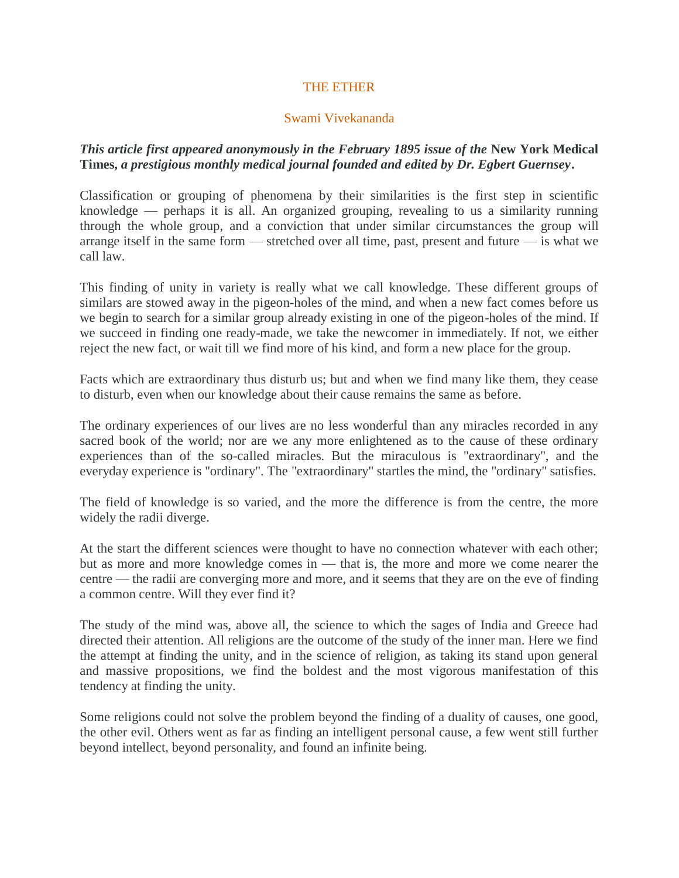# THE ETHER

## Swami Vivekananda

***This article first appeared anonymously in the February 1895 issue of the* New York Medical Times, *a prestigious monthly medical journal founded and edited by Dr. Egbert Guernsey*.**

Classification or grouping of phenomena by their similarities is the first step in scientific knowledge — perhaps it is all. An organized grouping, revealing to us a similarity running through the whole group, and a conviction that under similar circumstances the group will arrange itself in the same form — stretched over all time, past, present and future — is what we call law.

This finding of unity in variety is really what we call knowledge. These different groups of similars are stowed away in the pigeon-holes of the mind, and when a new fact comes before us we begin to search for a similar group already existing in one of the pigeon-holes of the mind. If we succeed in finding one ready-made, we take the newcomer in immediately. If not, we either reject the new fact, or wait till we find more of his kind, and form a new place for the group.

Facts which are extraordinary thus disturb us; but and when we find many like them, they cease to disturb, even when our knowledge about their cause remains the same as before.

The ordinary experiences of our lives are no less wonderful than any miracles recorded in any sacred book of the world; nor are we any more enlightened as to the cause of these ordinary experiences than of the so-called miracles. But the miraculous is "extraordinary", and the everyday experience is "ordinary". The "extraordinary" startles the mind, the "ordinary" satisfies.

The field of knowledge is so varied, and the more the difference is from the centre, the more widely the radii diverge.

At the start the different sciences were thought to have no connection whatever with each other; but as more and more knowledge comes in — that is, the more and more we come nearer the centre — the radii are converging more and more, and it seems that they are on the eve of finding a common centre. Will they ever find it?

The study of the mind was, above all, the science to which the sages of India and Greece had directed their attention. All religions are the outcome of the study of the inner man. Here we find the attempt at finding the unity, and in the science of religion, as taking its stand upon general and massive propositions, we find the boldest and the most vigorous manifestation of this tendency at finding the unity.

Some religions could not solve the problem beyond the finding of a duality of causes, one good, the other evil. Others went as far as finding an intelligent personal cause, a few went still further beyond intellect, beyond personality, and found an infinite being.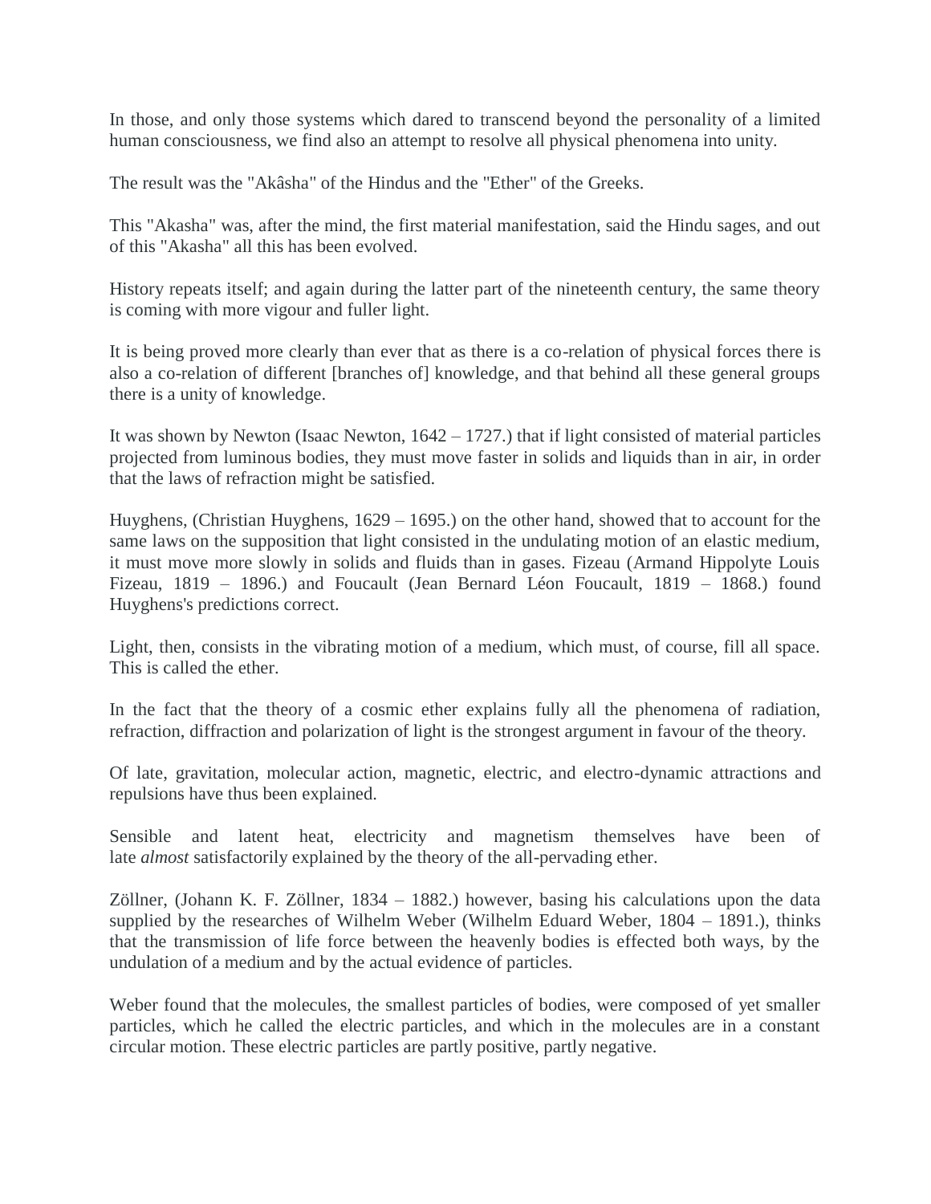In those, and only those systems which dared to transcend beyond the personality of a limited human consciousness, we find also an attempt to resolve all physical phenomena into unity.

The result was the "Akâsha" of the Hindus and the "Ether" of the Greeks.

This "Akasha" was, after the mind, the first material manifestation, said the Hindu sages, and out of this "Akasha" all this has been evolved.

History repeats itself; and again during the latter part of the nineteenth century, the same theory is coming with more vigour and fuller light.

It is being proved more clearly than ever that as there is a co-relation of physical forces there is also a co-relation of different [branches of] knowledge, and that behind all these general groups there is a unity of knowledge.

It was shown by Newton (Isaac Newton, 1642 – 1727.) that if light consisted of material particles projected from luminous bodies, they must move faster in solids and liquids than in air, in order that the laws of refraction might be satisfied.

Huyghens, (Christian Huyghens, 1629 – 1695.) on the other hand, showed that to account for the same laws on the supposition that light consisted in the undulating motion of an elastic medium, it must move more slowly in solids and fluids than in gases. Fizeau (Armand Hippolyte Louis Fizeau, 1819 – 1896.) and Foucault (Jean Bernard Léon Foucault, 1819 – 1868.) found Huyghens's predictions correct.

Light, then, consists in the vibrating motion of a medium, which must, of course, fill all space. This is called the ether.

In the fact that the theory of a cosmic ether explains fully all the phenomena of radiation, refraction, diffraction and polarization of light is the strongest argument in favour of the theory.

Of late, gravitation, molecular action, magnetic, electric, and electro-dynamic attractions and repulsions have thus been explained.

Sensible and latent heat, electricity and magnetism themselves have been of late *almost* satisfactorily explained by the theory of the all-pervading ether.

Zöllner, (Johann K. F. Zöllner, 1834 – 1882.) however, basing his calculations upon the data supplied by the researches of Wilhelm Weber (Wilhelm Eduard Weber, 1804 – 1891.), thinks that the transmission of life force between the heavenly bodies is effected both ways, by the undulation of a medium and by the actual evidence of particles.

Weber found that the molecules, the smallest particles of bodies, were composed of yet smaller particles, which he called the electric particles, and which in the molecules are in a constant circular motion. These electric particles are partly positive, partly negative.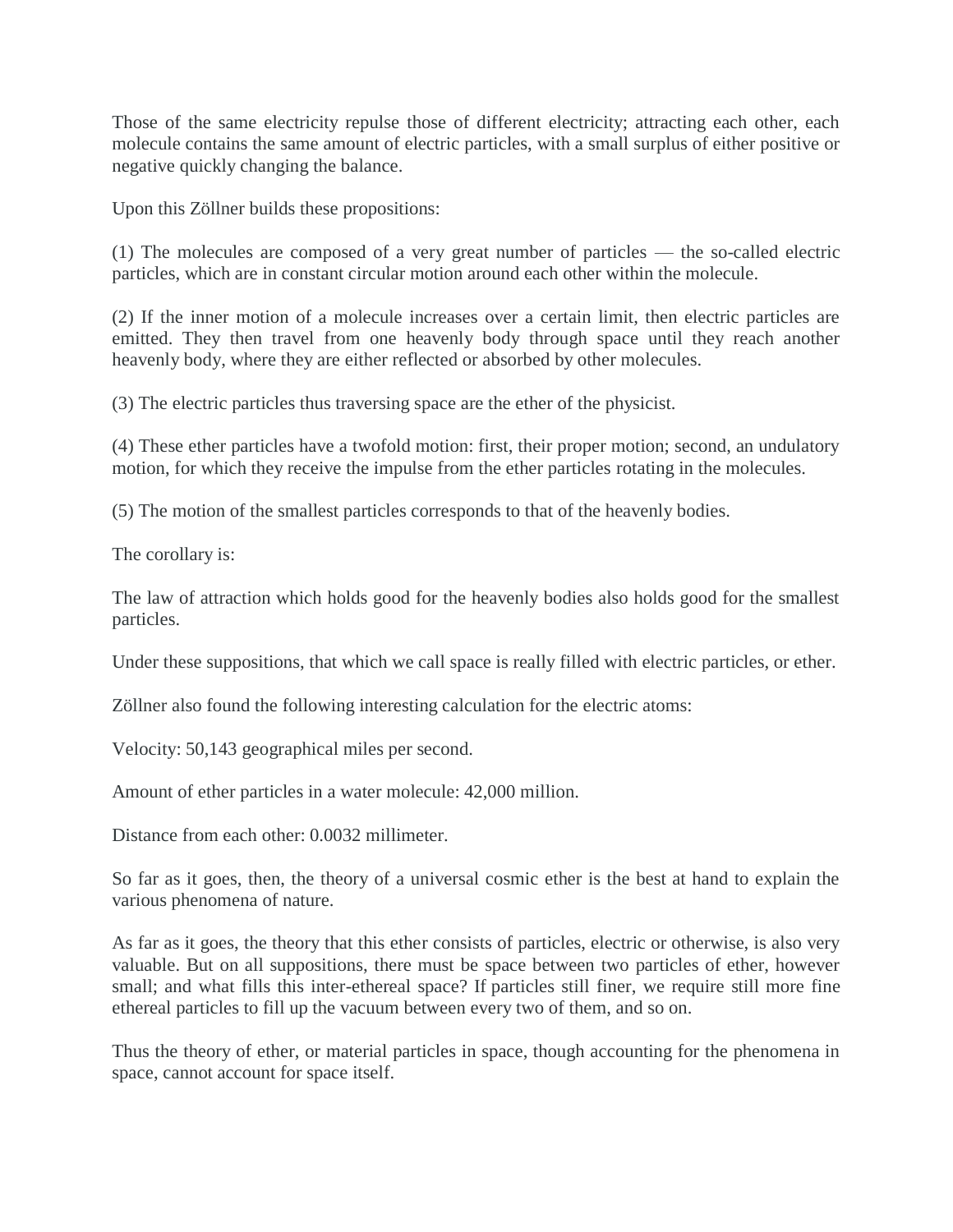Those of the same electricity repulse those of different electricity; attracting each other, each molecule contains the same amount of electric particles, with a small surplus of either positive or negative quickly changing the balance.

Upon this Zöllner builds these propositions:

(1) The molecules are composed of a very great number of particles — the so-called electric particles, which are in constant circular motion around each other within the molecule.

(2) If the inner motion of a molecule increases over a certain limit, then electric particles are emitted. They then travel from one heavenly body through space until they reach another heavenly body, where they are either reflected or absorbed by other molecules.

(3) The electric particles thus traversing space are the ether of the physicist.

(4) These ether particles have a twofold motion: first, their proper motion; second, an undulatory motion, for which they receive the impulse from the ether particles rotating in the molecules.

(5) The motion of the smallest particles corresponds to that of the heavenly bodies.

The corollary is:

The law of attraction which holds good for the heavenly bodies also holds good for the smallest particles.

Under these suppositions, that which we call space is really filled with electric particles, or ether.

Zöllner also found the following interesting calculation for the electric atoms:

Velocity: 50,143 geographical miles per second.

Amount of ether particles in a water molecule: 42,000 million.

Distance from each other: 0.0032 millimeter.

So far as it goes, then, the theory of a universal cosmic ether is the best at hand to explain the various phenomena of nature.

As far as it goes, the theory that this ether consists of particles, electric or otherwise, is also very valuable. But on all suppositions, there must be space between two particles of ether, however small; and what fills this inter-ethereal space? If particles still finer, we require still more fine ethereal particles to fill up the vacuum between every two of them, and so on.

Thus the theory of ether, or material particles in space, though accounting for the phenomena in space, cannot account for space itself.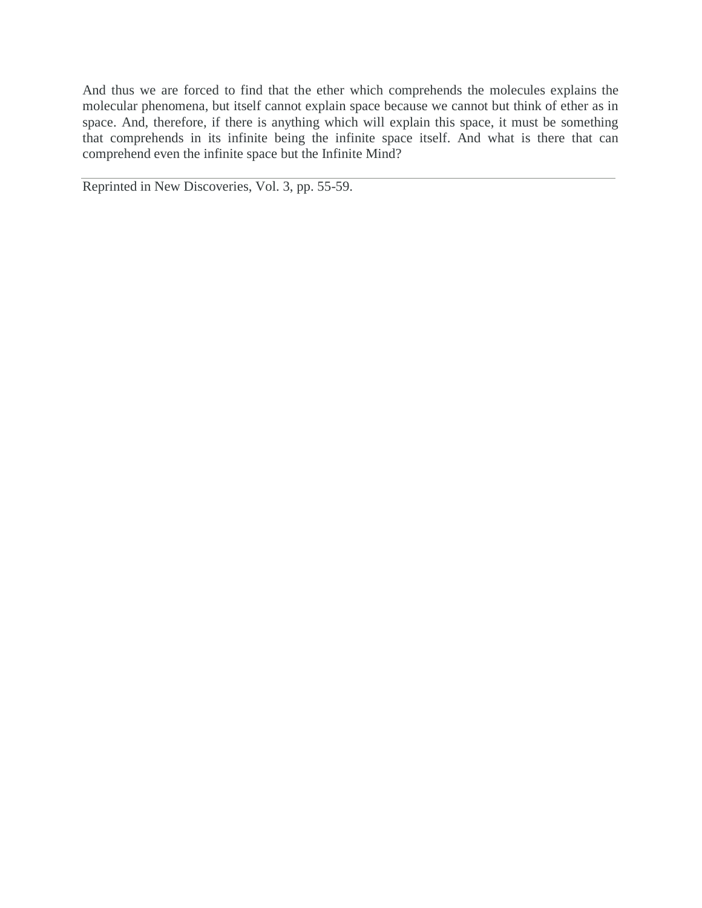And thus we are forced to find that the ether which comprehends the molecules explains the molecular phenomena, but itself cannot explain space because we cannot but think of ether as in space. And, therefore, if there is anything which will explain this space, it must be something that comprehends in its infinite being the infinite space itself. And what is there that can comprehend even the infinite space but the Infinite Mind?

---

Reprinted in New Discoveries, Vol. 3, pp. 55-59.